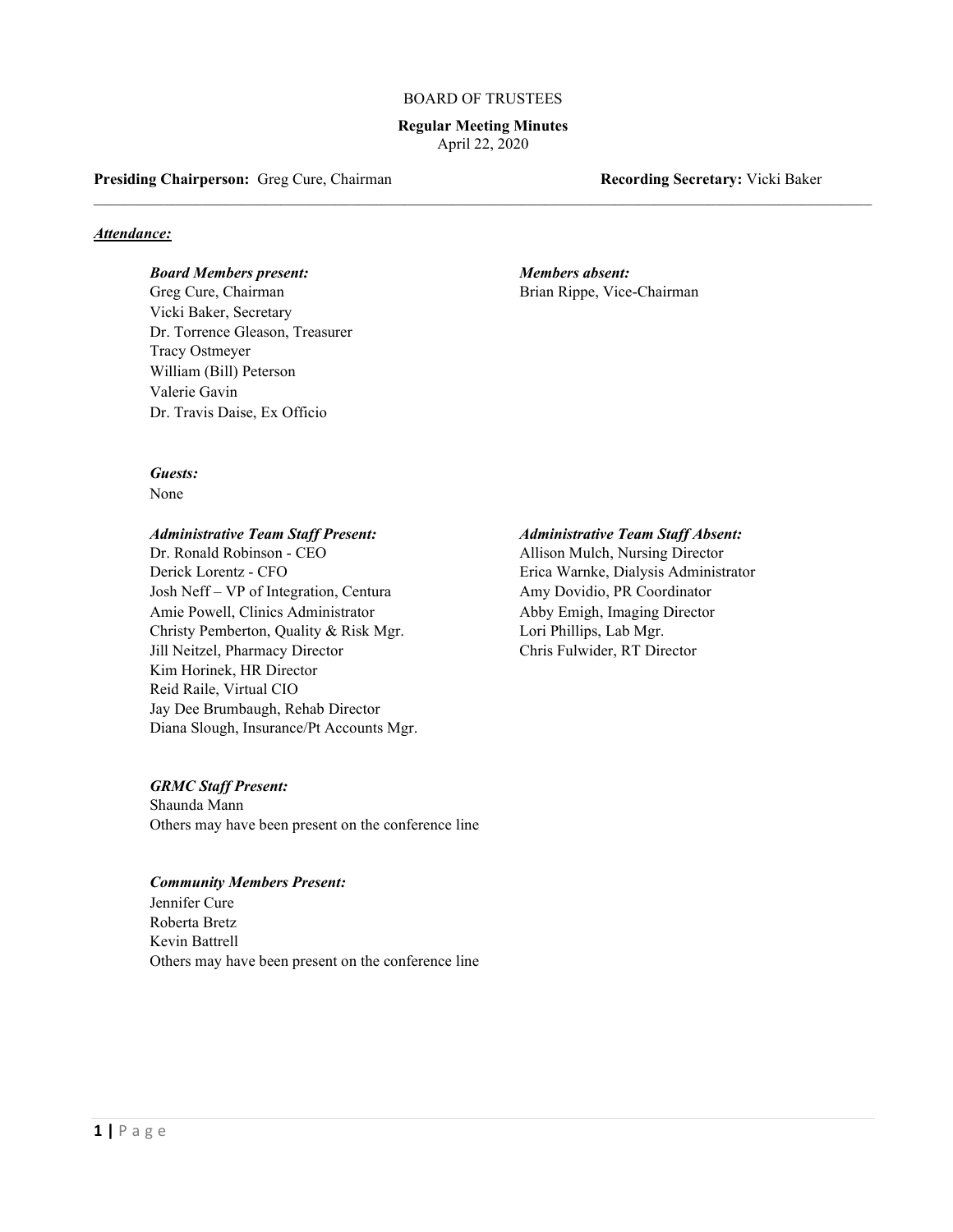BOARD OF TRUSTEES

**Regular Meeting Minutes**
April 22, 2020

**Presiding Chairperson:** Greg Cure, Chairman

**Recording Secretary:** Vicki Baker

---

***Attendance:***

***Board Members present:***
Greg Cure, Chairman
Vicki Baker, Secretary
Dr. Torrence Gleason, Treasurer
Tracy Ostmeyer
William (Bill) Peterson
Valerie Gavin
Dr. Travis Daise, Ex Officio

***Members absent:***
Brian Rippe, Vice-Chairman

***Guests:***
None

***Administrative Team Staff Present:***
Dr. Ronald Robinson - CEO
Derick Lorentz - CFO
Josh Neff – VP of Integration, Centura
Amie Powell, Clinics Administrator
Christy Pemberton, Quality & Risk Mgr.
Jill Neitzel, Pharmacy Director
Kim Horinek, HR Director
Reid Raile, Virtual CIO
Jay Dee Brumbaugh, Rehab Director
Diana Slough, Insurance/Pt Accounts Mgr.

***Administrative Team Staff Absent:***
Allison Mulch, Nursing Director
Erica Warnke, Dialysis Administrator
Amy Dovidio, PR Coordinator
Abby Emigh, Imaging Director
Lori Phillips, Lab Mgr.
Chris Fulwider, RT Director

***GRMC Staff Present:***
Shaunda Mann
Others may have been present on the conference line

***Community Members Present:***
Jennifer Cure
Roberta Bretz
Kevin Battrell
Others may have been present on the conference line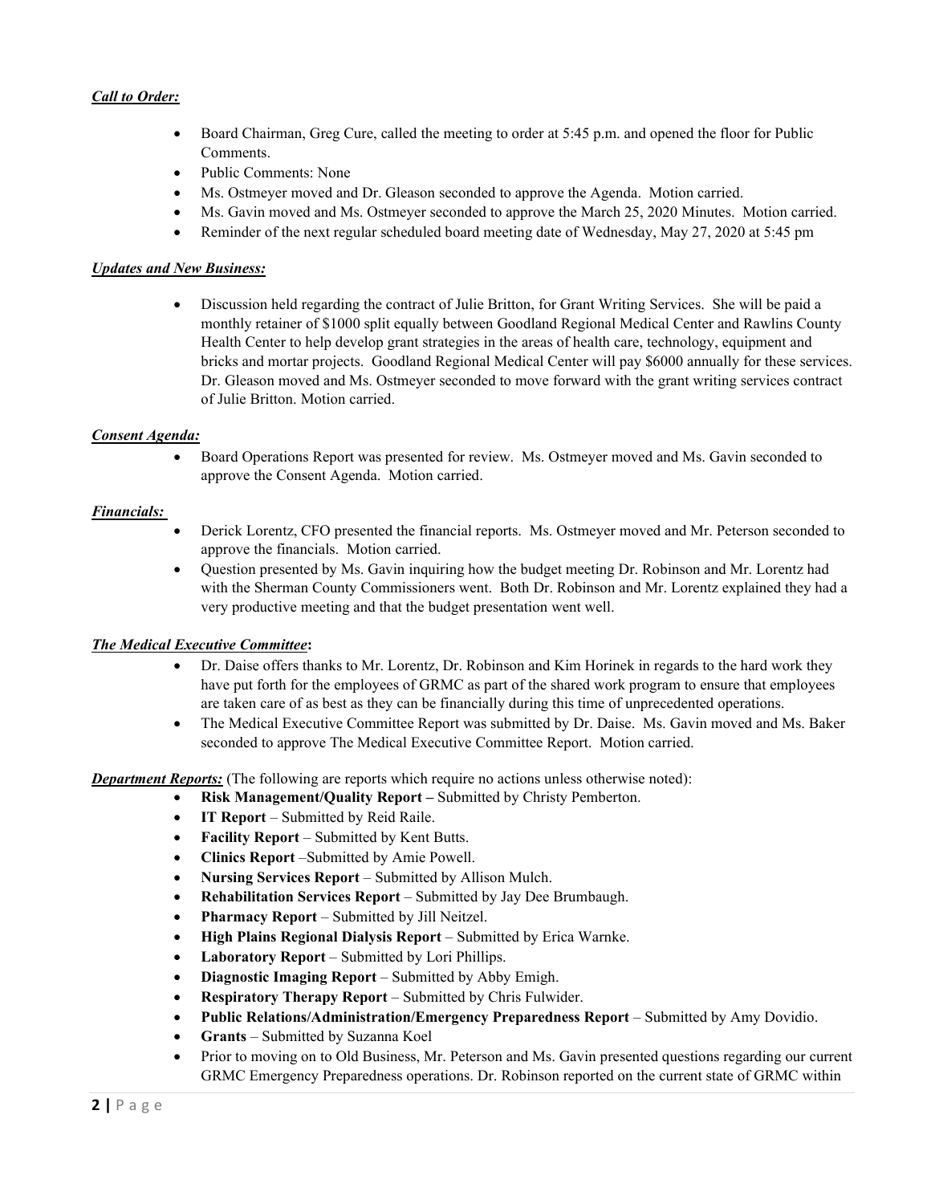***Call to Order:***

- Board Chairman, Greg Cure, called the meeting to order at 5:45 p.m. and opened the floor for Public Comments.
- Public Comments: None
- Ms. Ostmeyer moved and Dr. Gleason seconded to approve the Agenda. Motion carried.
- Ms. Gavin moved and Ms. Ostmeyer seconded to approve the March 25, 2020 Minutes. Motion carried.
- Reminder of the next regular scheduled board meeting date of Wednesday, May 27, 2020 at 5:45 pm

***Updates and New Business:***

- Discussion held regarding the contract of Julie Britton, for Grant Writing Services. She will be paid a monthly retainer of $1000 split equally between Goodland Regional Medical Center and Rawlins County Health Center to help develop grant strategies in the areas of health care, technology, equipment and bricks and mortar projects. Goodland Regional Medical Center will pay $6000 annually for these services. Dr. Gleason moved and Ms. Ostmeyer seconded to move forward with the grant writing services contract of Julie Britton. Motion carried.

***Consent Agenda:***

- Board Operations Report was presented for review. Ms. Ostmeyer moved and Ms. Gavin seconded to approve the Consent Agenda. Motion carried.

***Financials:***

- Derick Lorentz, CFO presented the financial reports. Ms. Ostmeyer moved and Mr. Peterson seconded to approve the financials. Motion carried.
- Question presented by Ms. Gavin inquiring how the budget meeting Dr. Robinson and Mr. Lorentz had with the Sherman County Commissioners went. Both Dr. Robinson and Mr. Lorentz explained they had a very productive meeting and that the budget presentation went well.

***The Medical Executive Committee*:**

- Dr. Daise offers thanks to Mr. Lorentz, Dr. Robinson and Kim Horinek in regards to the hard work they have put forth for the employees of GRMC as part of the shared work program to ensure that employees are taken care of as best as they can be financially during this time of unprecedented operations.
- The Medical Executive Committee Report was submitted by Dr. Daise. Ms. Gavin moved and Ms. Baker seconded to approve The Medical Executive Committee Report. Motion carried.

***Department Reports:*** (The following are reports which require no actions unless otherwise noted):

- **Risk Management/Quality Report –** Submitted by Christy Pemberton.
- **IT Report** – Submitted by Reid Raile.
- **Facility Report** – Submitted by Kent Butts.
- **Clinics Report** –Submitted by Amie Powell.
- **Nursing Services Report** – Submitted by Allison Mulch.
- **Rehabilitation Services Report** – Submitted by Jay Dee Brumbaugh.
- **Pharmacy Report** – Submitted by Jill Neitzel.
- **High Plains Regional Dialysis Report** – Submitted by Erica Warnke.
- **Laboratory Report** – Submitted by Lori Phillips.
- **Diagnostic Imaging Report** – Submitted by Abby Emigh.
- **Respiratory Therapy Report** – Submitted by Chris Fulwider.
- **Public Relations/Administration/Emergency Preparedness Report** – Submitted by Amy Dovidio.
- **Grants** – Submitted by Suzanna Koel
- Prior to moving on to Old Business, Mr. Peterson and Ms. Gavin presented questions regarding our current GRMC Emergency Preparedness operations. Dr. Robinson reported on the current state of GRMC within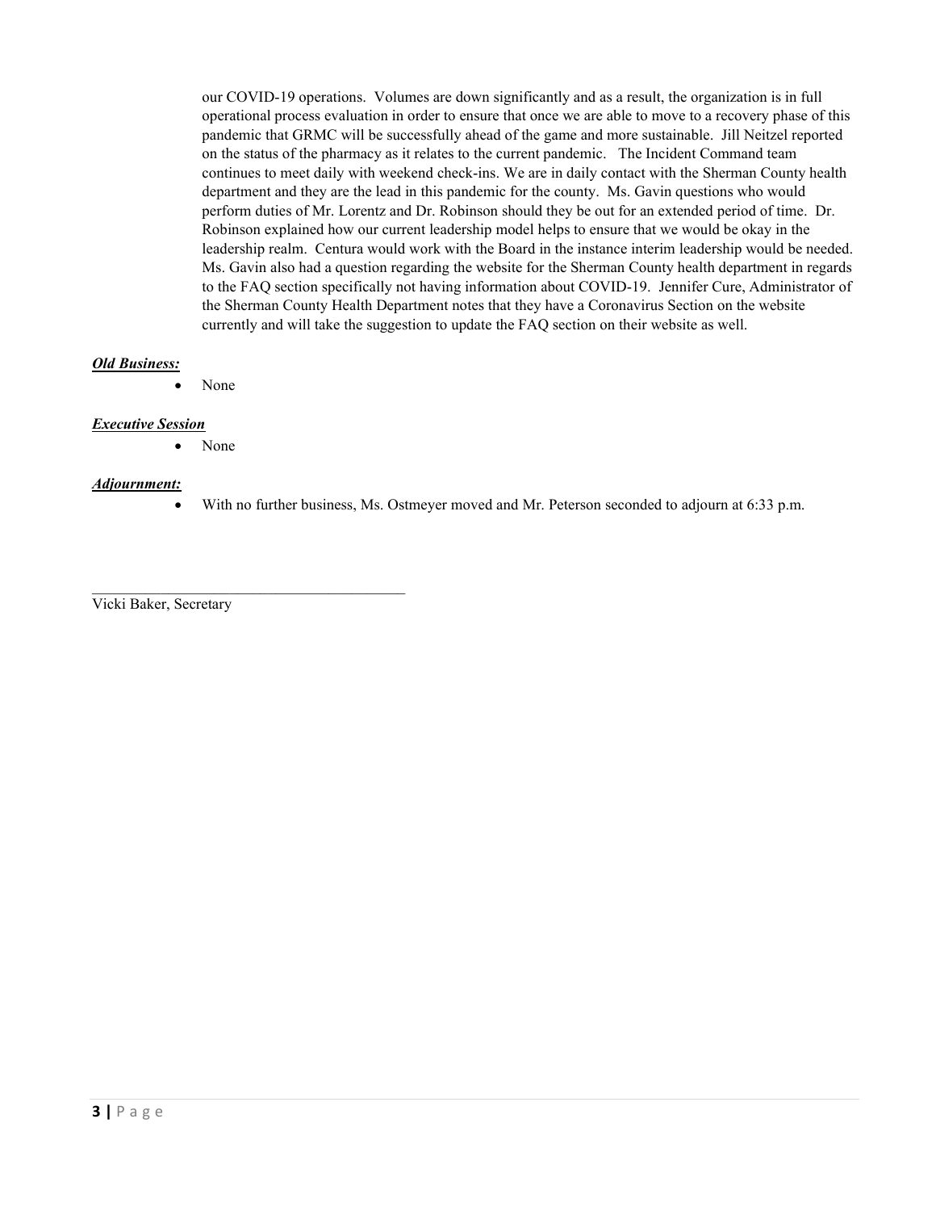our COVID-19 operations. Volumes are down significantly and as a result, the organization is in full operational process evaluation in order to ensure that once we are able to move to a recovery phase of this pandemic that GRMC will be successfully ahead of the game and more sustainable. Jill Neitzel reported on the status of the pharmacy as it relates to the current pandemic. The Incident Command team continues to meet daily with weekend check-ins. We are in daily contact with the Sherman County health department and they are the lead in this pandemic for the county. Ms. Gavin questions who would perform duties of Mr. Lorentz and Dr. Robinson should they be out for an extended period of time. Dr. Robinson explained how our current leadership model helps to ensure that we would be okay in the leadership realm. Centura would work with the Board in the instance interim leadership would be needed. Ms. Gavin also had a question regarding the website for the Sherman County health department in regards to the FAQ section specifically not having information about COVID-19. Jennifer Cure, Administrator of the Sherman County Health Department notes that they have a Coronavirus Section on the website currently and will take the suggestion to update the FAQ section on their website as well.

***Old Business:***

- None

***Executive Session***

- None

***Adjournment:***

- With no further business, Ms. Ostmeyer moved and Mr. Peterson seconded to adjourn at 6:33 p.m.

\_\_\_\_\_\_\_\_\_\_\_\_\_\_\_\_\_\_\_\_\_\_\_\_\_\_\_\_\_\_\_\_\_\_\_\_\_\_\_\_

Vicki Baker, Secretary